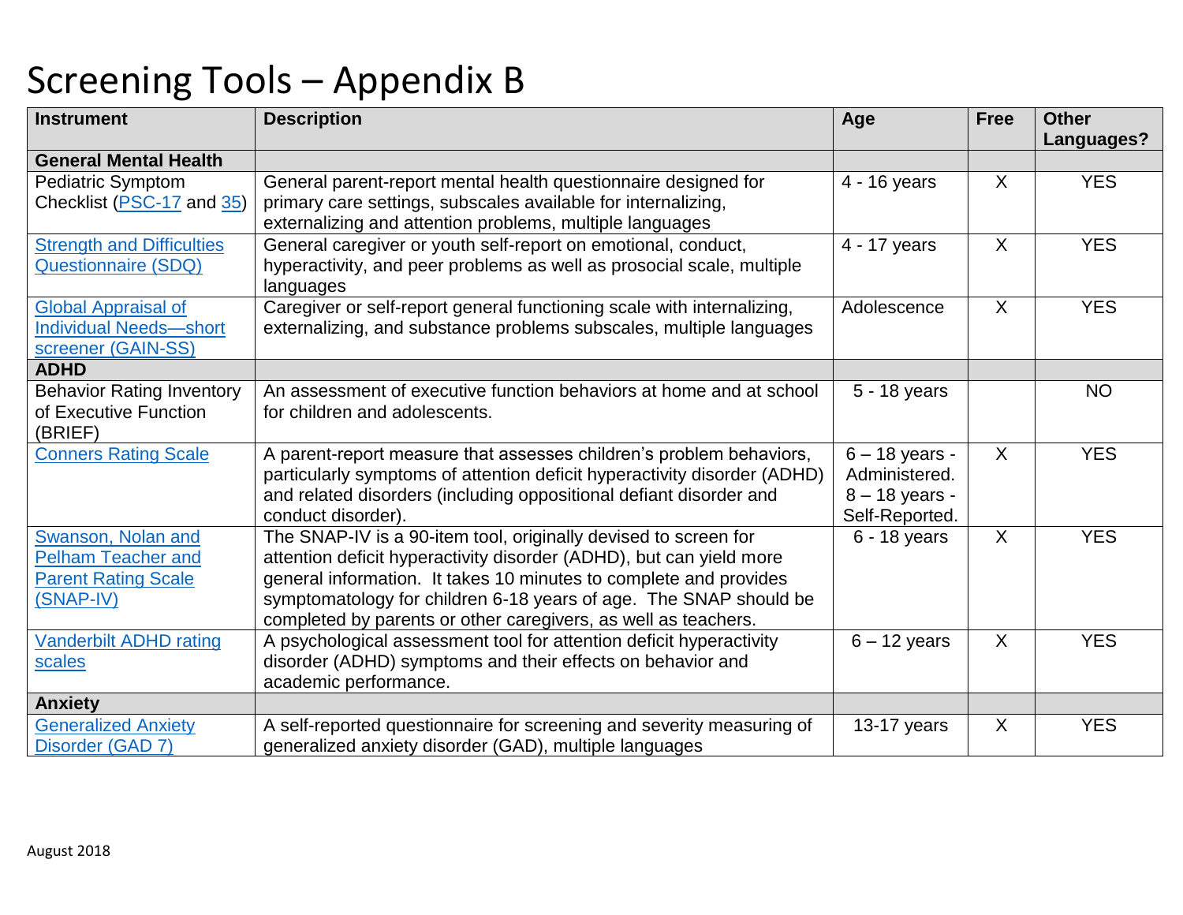# Screening Tools – Appendix B

| Instrument | Description | Age | Free | Other Languages? |
|---|---|---|---|---|
| **General Mental Health** | | | | |
| Pediatric Symptom Checklist (PSC-17 and 35) | General parent-report mental health questionnaire designed for primary care settings, subscales available for internalizing, externalizing and attention problems, multiple languages | 4 - 16 years | X | YES |
| Strength and Difficulties Questionnaire (SDQ) | General caregiver or youth self-report on emotional, conduct, hyperactivity, and peer problems as well as prosocial scale, multiple languages | 4 - 17 years | X | YES |
| Global Appraisal of Individual Needs—short screener (GAIN-SS) | Caregiver or self-report general functioning scale with internalizing, externalizing, and substance problems subscales, multiple languages | Adolescence | X | YES |
| **ADHD** | | | | |
| Behavior Rating Inventory of Executive Function (BRIEF) | An assessment of executive function behaviors at home and at school for children and adolescents. | 5 - 18 years | | NO |
| Conners Rating Scale | A parent-report measure that assesses children's problem behaviors, particularly symptoms of attention deficit hyperactivity disorder (ADHD) and related disorders (including oppositional defiant disorder and conduct disorder). | 6 – 18 years - Administered. 8 – 18 years - Self-Reported. | X | YES |
| Swanson, Nolan and Pelham Teacher and Parent Rating Scale (SNAP-IV) | The SNAP-IV is a 90-item tool, originally devised to screen for attention deficit hyperactivity disorder (ADHD), but can yield more general information. It takes 10 minutes to complete and provides symptomatology for children 6-18 years of age. The SNAP should be completed by parents or other caregivers, as well as teachers. | 6 - 18 years | X | YES |
| Vanderbilt ADHD rating scales | A psychological assessment tool for attention deficit hyperactivity disorder (ADHD) symptoms and their effects on behavior and academic performance. | 6 – 12 years | X | YES |
| **Anxiety** | | | | |
| Generalized Anxiety Disorder (GAD 7) | A self-reported questionnaire for screening and severity measuring of generalized anxiety disorder (GAD), multiple languages | 13-17 years | X | YES |

August 2018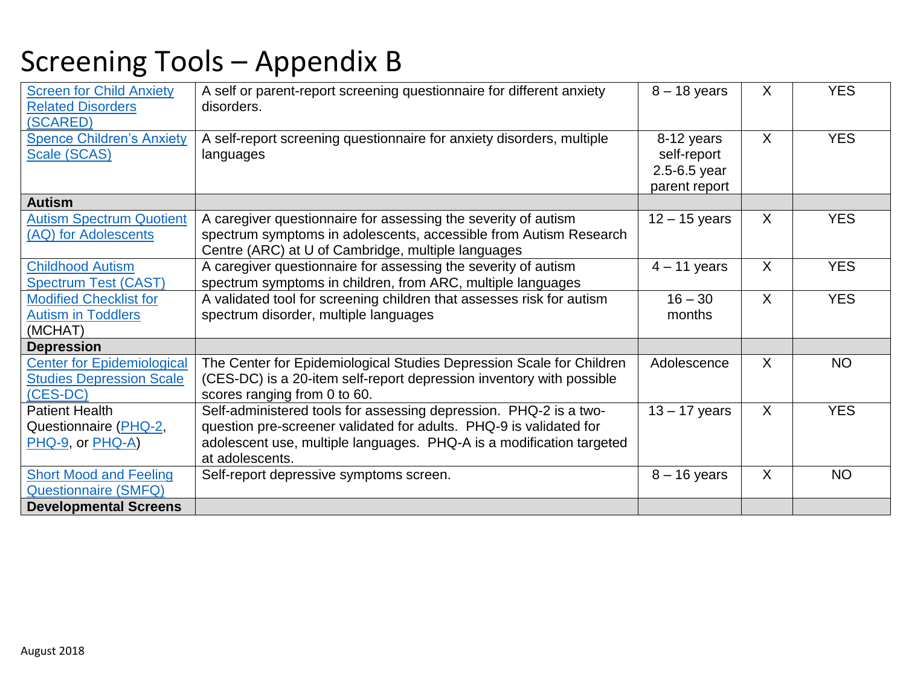# Screening Tools – Appendix B

| | | | | |
|---|---|---|---|---|
| Screen for Child Anxiety Related Disorders (SCARED) | A self or parent-report screening questionnaire for different anxiety disorders. | 8 – 18 years | X | YES |
| Spence Children's Anxiety Scale (SCAS) | A self-report screening questionnaire for anxiety disorders, multiple languages | 8-12 years self-report 2.5-6.5 year parent report | X | YES |
| **Autism** | | | | |
| Autism Spectrum Quotient (AQ) for Adolescents | A caregiver questionnaire for assessing the severity of autism spectrum symptoms in adolescents, accessible from Autism Research Centre (ARC) at U of Cambridge, multiple languages | 12 – 15 years | X | YES |
| Childhood Autism Spectrum Test (CAST) | A caregiver questionnaire for assessing the severity of autism spectrum symptoms in children, from ARC, multiple languages | 4 – 11 years | X | YES |
| Modified Checklist for Autism in Toddlers (MCHAT) | A validated tool for screening children that assesses risk for autism spectrum disorder, multiple languages | 16 – 30 months | X | YES |
| **Depression** | | | | |
| Center for Epidemiological Studies Depression Scale (CES-DC) | The Center for Epidemiological Studies Depression Scale for Children (CES-DC) is a 20-item self-report depression inventory with possible scores ranging from 0 to 60. | Adolescence | X | NO |
| Patient Health Questionnaire (PHQ-2, PHQ-9, or PHQ-A) | Self-administered tools for assessing depression. PHQ-2 is a two-question pre-screener validated for adults. PHQ-9 is validated for adolescent use, multiple languages. PHQ-A is a modification targeted at adolescents. | 13 – 17 years | X | YES |
| Short Mood and Feeling Questionnaire (SMFQ) | Self-report depressive symptoms screen. | 8 – 16 years | X | NO |
| **Developmental Screens** | | | | |

August 2018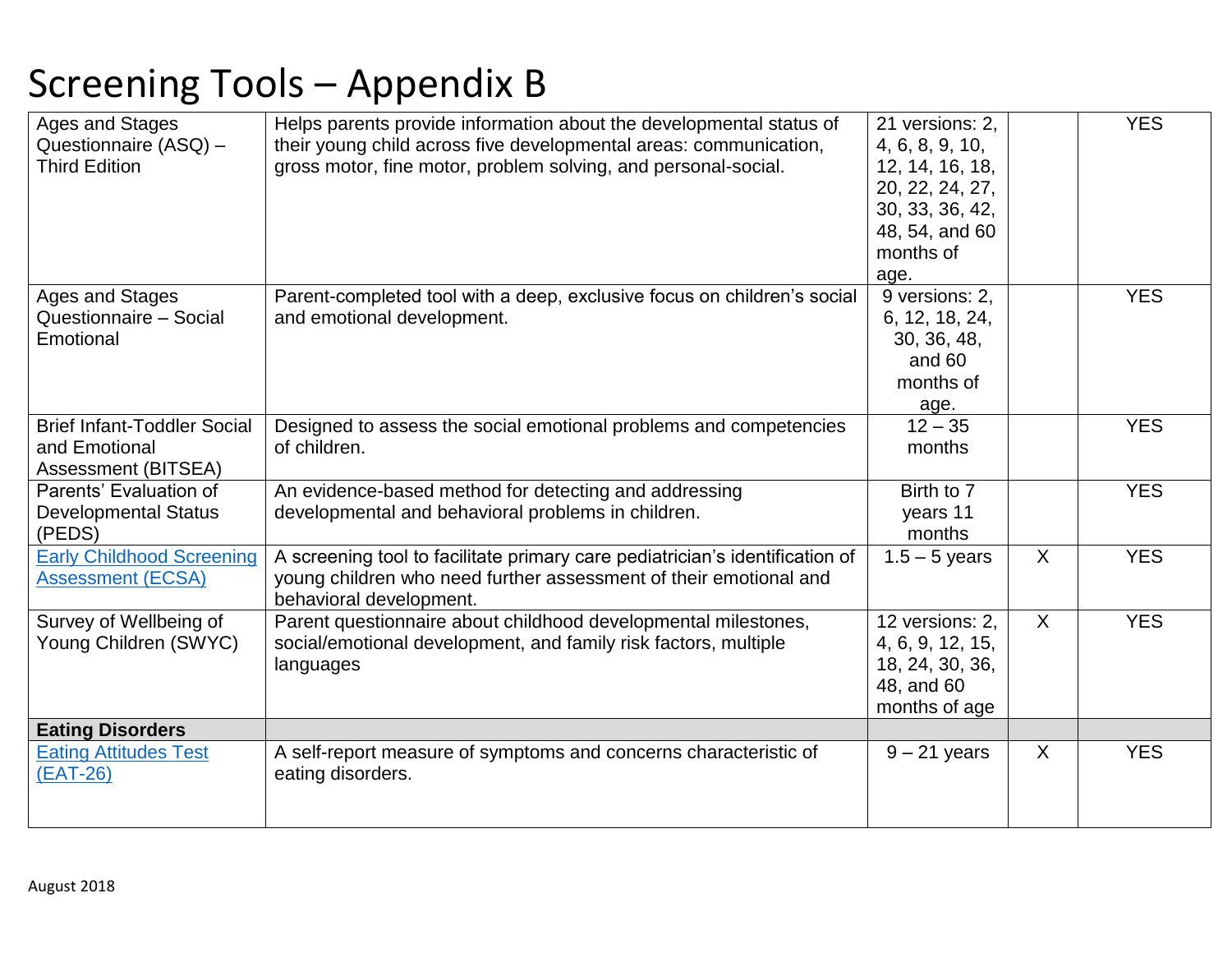# Screening Tools – Appendix B

| | | | | |
|---|---|---|---|---|
| Ages and Stages Questionnaire (ASQ) – Third Edition | Helps parents provide information about the developmental status of their young child across five developmental areas: communication, gross motor, fine motor, problem solving, and personal-social. | 21 versions: 2, 4, 6, 8, 9, 10, 12, 14, 16, 18, 20, 22, 24, 27, 30, 33, 36, 42, 48, 54, and 60 months of age. | | YES |
| Ages and Stages Questionnaire – Social Emotional | Parent-completed tool with a deep, exclusive focus on children's social and emotional development. | 9 versions: 2, 6, 12, 18, 24, 30, 36, 48, and 60 months of age. | | YES |
| Brief Infant-Toddler Social and Emotional Assessment (BITSEA) | Designed to assess the social emotional problems and competencies of children. | 12 – 35 months | | YES |
| Parents' Evaluation of Developmental Status (PEDS) | An evidence-based method for detecting and addressing developmental and behavioral problems in children. | Birth to 7 years 11 months | | YES |
| Early Childhood Screening Assessment (ECSA) | A screening tool to facilitate primary care pediatrician's identification of young children who need further assessment of their emotional and behavioral development. | 1.5 – 5 years | X | YES |
| Survey of Wellbeing of Young Children (SWYC) | Parent questionnaire about childhood developmental milestones, social/emotional development, and family risk factors, multiple languages | 12 versions: 2, 4, 6, 9, 12, 15, 18, 24, 30, 36, 48, and 60 months of age | X | YES |
| **Eating Disorders** | | | | |
| Eating Attitudes Test (EAT-26) | A self-report measure of symptoms and concerns characteristic of eating disorders. | 9 – 21 years | X | YES |

August 2018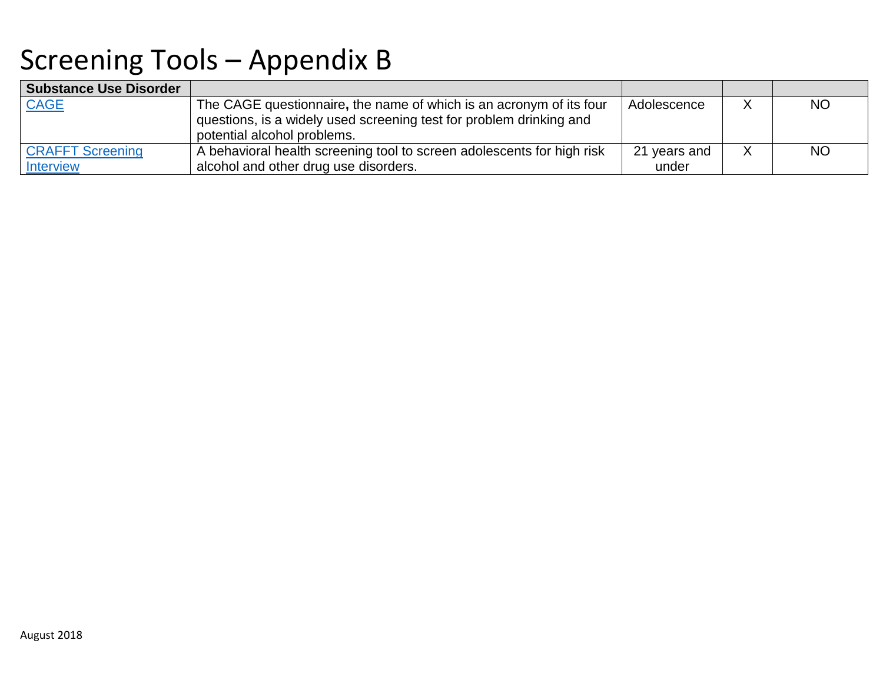# Screening Tools – Appendix B

| Substance Use Disorder | | | | |
|---|---|---|---|---|
| CAGE | The CAGE questionnaire, the name of which is an acronym of its four questions, is a widely used screening test for problem drinking and potential alcohol problems. | Adolescence | X | NO |
| CRAFFT Screening Interview | A behavioral health screening tool to screen adolescents for high risk alcohol and other drug use disorders. | 21 years and under | X | NO |

August 2018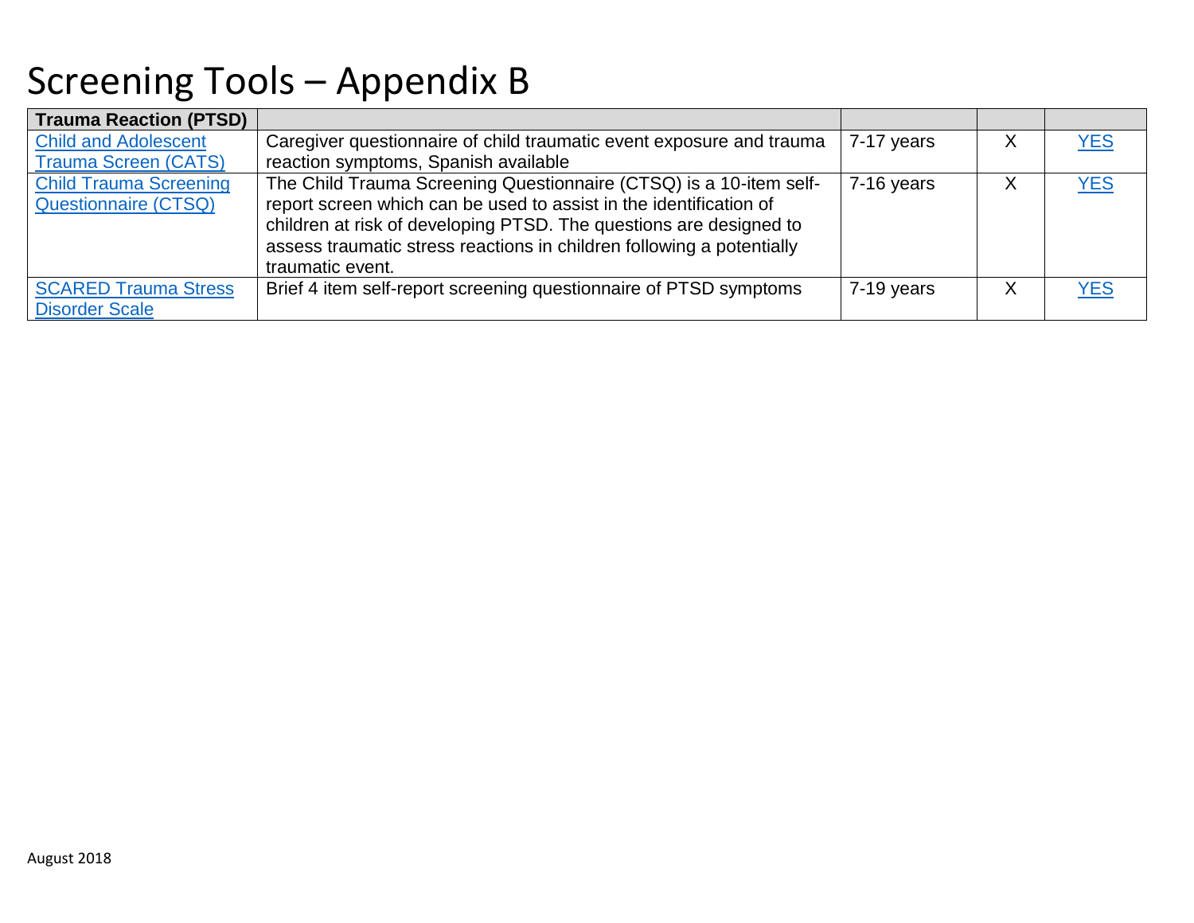# Screening Tools – Appendix B

| **Trauma Reaction (PTSD)** | | | | |
|---|---|---|---|---|
| Child and Adolescent Trauma Screen (CATS) | Caregiver questionnaire of child traumatic event exposure and trauma reaction symptoms, Spanish available | 7-17 years | X | YES |
| Child Trauma Screening Questionnaire (CTSQ) | The Child Trauma Screening Questionnaire (CTSQ) is a 10-item self-report screen which can be used to assist in the identification of children at risk of developing PTSD. The questions are designed to assess traumatic stress reactions in children following a potentially traumatic event. | 7-16 years | X | YES |
| SCARED Trauma Stress Disorder Scale | Brief 4 item self-report screening questionnaire of PTSD symptoms | 7-19 years | X | YES |

August 2018